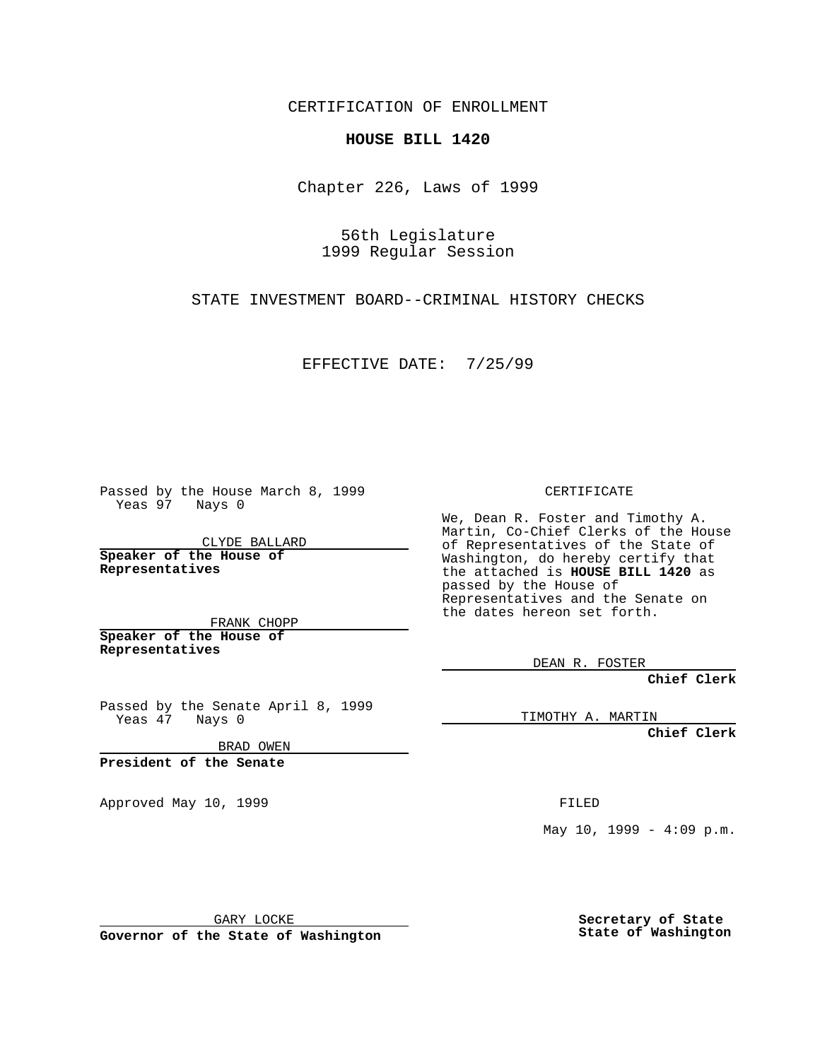CERTIFICATION OF ENROLLMENT

**HOUSE BILL 1420**

Chapter 226, Laws of 1999

56th Legislature
1999 Regular Session

STATE INVESTMENT BOARD--CRIMINAL HISTORY CHECKS

EFFECTIVE DATE: 7/25/99

Passed by the House March 8, 1999
Yeas 97 Nays 0

CLYDE BALLARD

**Speaker of the House of Representatives**

FRANK CHOPP

**Speaker of the House of Representatives**

Passed by the Senate April 8, 1999
Yeas 47 Nays 0

BRAD OWEN

**President of the Senate**

Approved May 10, 1999

GARY LOCKE

**Governor of the State of Washington**

CERTIFICATE

We, Dean R. Foster and Timothy A. Martin, Co-Chief Clerks of the House of Representatives of the State of Washington, do hereby certify that the attached is **HOUSE BILL 1420** as passed by the House of Representatives and the Senate on the dates hereon set forth.

DEAN R. FOSTER

**Chief Clerk**

TIMOTHY A. MARTIN

**Chief Clerk**

FILED

May 10, 1999 - 4:09 p.m.

**Secretary of State**
**State of Washington**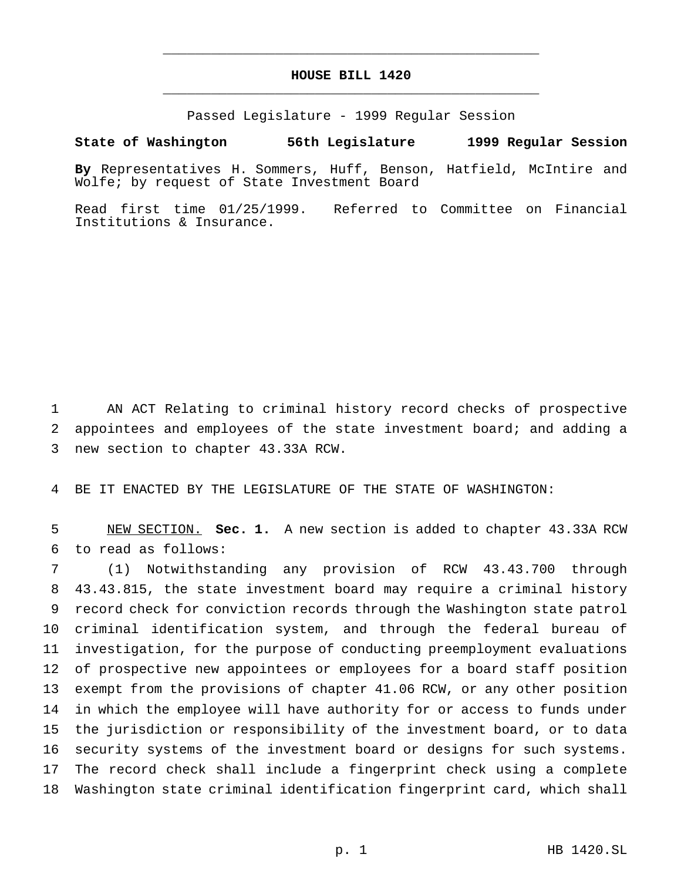# HOUSE BILL 1420

Passed Legislature - 1999 Regular Session

**State of Washington 56th Legislature 1999 Regular Session**

**By** Representatives H. Sommers, Huff, Benson, Hatfield, McIntire and Wolfe; by request of State Investment Board

Read first time 01/25/1999. Referred to Committee on Financial Institutions & Insurance.

AN ACT Relating to criminal history record checks of prospective appointees and employees of the state investment board; and adding a new section to chapter 43.33A RCW.

BE IT ENACTED BY THE LEGISLATURE OF THE STATE OF WASHINGTON:

NEW SECTION. **Sec. 1.** A new section is added to chapter 43.33A RCW to read as follows:

(1) Notwithstanding any provision of RCW 43.43.700 through 43.43.815, the state investment board may require a criminal history record check for conviction records through the Washington state patrol criminal identification system, and through the federal bureau of investigation, for the purpose of conducting preemployment evaluations of prospective new appointees or employees for a board staff position exempt from the provisions of chapter 41.06 RCW, or any other position in which the employee will have authority for or access to funds under the jurisdiction or responsibility of the investment board, or to data security systems of the investment board or designs for such systems. The record check shall include a fingerprint check using a complete Washington state criminal identification fingerprint card, which shall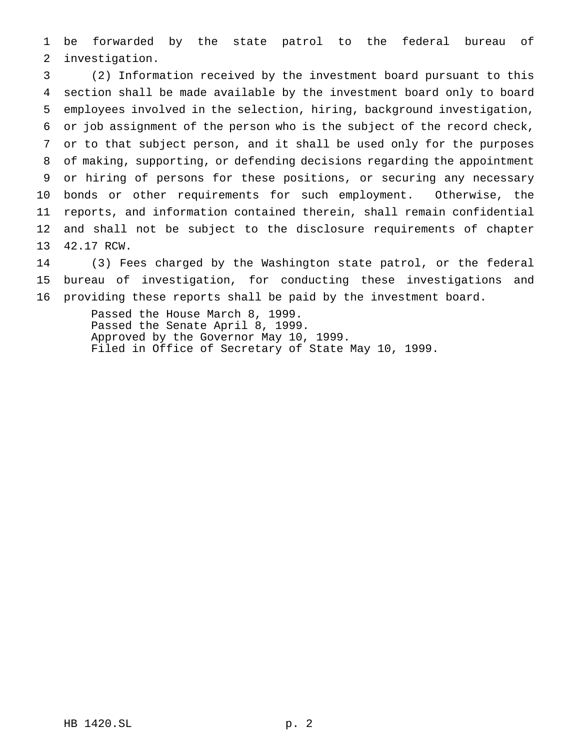be forwarded by the state patrol to the federal bureau of investigation.

(2) Information received by the investment board pursuant to this section shall be made available by the investment board only to board employees involved in the selection, hiring, background investigation, or job assignment of the person who is the subject of the record check, or to that subject person, and it shall be used only for the purposes of making, supporting, or defending decisions regarding the appointment or hiring of persons for these positions, or securing any necessary bonds or other requirements for such employment. Otherwise, the reports, and information contained therein, shall remain confidential and shall not be subject to the disclosure requirements of chapter 42.17 RCW.

(3) Fees charged by the Washington state patrol, or the federal bureau of investigation, for conducting these investigations and providing these reports shall be paid by the investment board.

Passed the House March 8, 1999.
Passed the Senate April 8, 1999.
Approved by the Governor May 10, 1999.
Filed in Office of Secretary of State May 10, 1999.